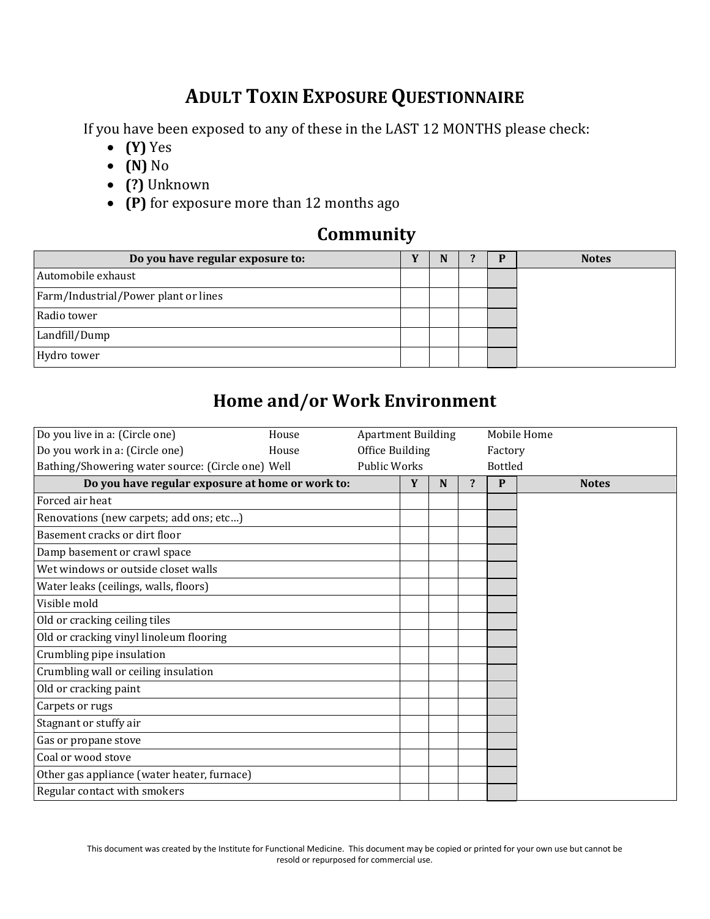# ADULT TOXIN EXPOSURE QUESTIONNAIRE

If you have been exposed to any of these in the LAST 12 MONTHS please check:

- **(Y)** Yes
- **(N)** No
- **(?)** Unknown
- **(P)** for exposure more than 12 months ago

## Community

| Do you have regular exposure to: | Y | N | ? | P | Notes |
|---|---|---|---|---|---|
| Automobile exhaust | | | | | |
| Farm/Industrial/Power plant or lines | | | | | |
| Radio tower | | | | | |
| Landfill/Dump | | | | | |
| Hydro tower | | | | | |

## Home and/or Work Environment

| Do you live in a: (Circle one) | House | Apartment Building | Mobile Home |
|---|---|---|---|
| Do you work in a: (Circle one) | House | Office Building | Factory |
| Bathing/Showering water source: (Circle one) | Well | Public Works | Bottled |

| Do you have regular exposure at home or work to: | Y | N | ? | P | Notes |
|---|---|---|---|---|---|
| Forced air heat | | | | | |
| Renovations (new carpets; add ons; etc…) | | | | | |
| Basement cracks or dirt floor | | | | | |
| Damp basement or crawl space | | | | | |
| Wet windows or outside closet walls | | | | | |
| Water leaks (ceilings, walls, floors) | | | | | |
| Visible mold | | | | | |
| Old or cracking ceiling tiles | | | | | |
| Old or cracking vinyl linoleum flooring | | | | | |
| Crumbling pipe insulation | | | | | |
| Crumbling wall or ceiling insulation | | | | | |
| Old or cracking paint | | | | | |
| Carpets or rugs | | | | | |
| Stagnant or stuffy air | | | | | |
| Gas or propane stove | | | | | |
| Coal or wood stove | | | | | |
| Other gas appliance (water heater, furnace) | | | | | |
| Regular contact with smokers | | | | | |

This document was created by the Institute for Functional Medicine. This document may be copied or printed for your own use but cannot be resold or repurposed for commercial use.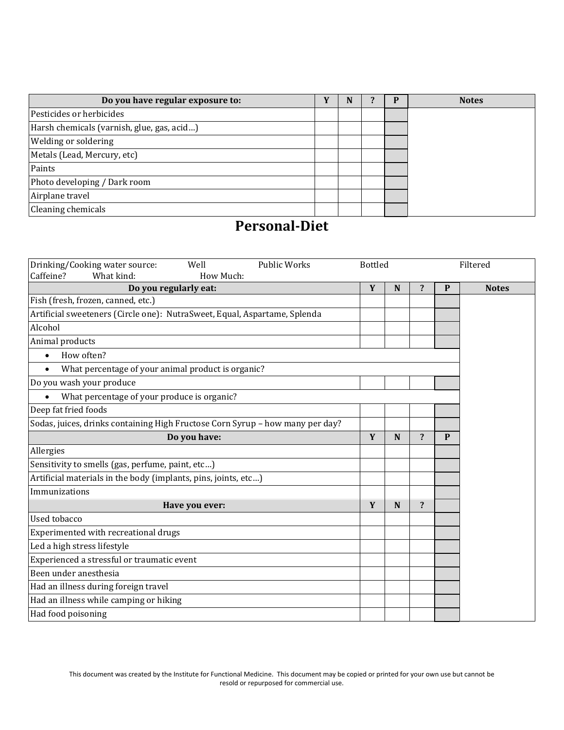| Do you have regular exposure to: | Y | N | ? | P | Notes |
|---|---|---|---|---|---|
| Pesticides or herbicides | | | | | |
| Harsh chemicals (varnish, glue, gas, acid…) | | | | | |
| Welding or soldering | | | | | |
| Metals (Lead, Mercury, etc) | | | | | |
| Paints | | | | | |
| Photo developing / Dark room | | | | | |
| Airplane travel | | | | | |
| Cleaning chemicals | | | | | |

## Personal-Diet

Drinking/Cooking water source: Well Public Works Bottled Filtered

Caffeine? What kind: How Much:

| Do you regularly eat: | Y | N | ? | P | Notes |
|---|---|---|---|---|---|
| Fish (fresh, frozen, canned, etc.) | | | | | |
| Artificial sweeteners (Circle one): NutraSweet, Equal, Aspartame, Splenda | | | | | |
| Alcohol | | | | | |
| Animal products | | | | | |
| • How often? | | | | | |
| • What percentage of your animal product is organic? | | | | | |
| Do you wash your produce | | | | | |
| • What percentage of your produce is organic? | | | | | |
| Deep fat fried foods | | | | | |
| Sodas, juices, drinks containing High Fructose Corn Syrup – how many per day? | | | | | |
| **Do you have:** | **Y** | **N** | **?** | **P** | |
| Allergies | | | | | |
| Sensitivity to smells (gas, perfume, paint, etc…) | | | | | |
| Artificial materials in the body (implants, pins, joints, etc…) | | | | | |
| Immunizations | | | | | |
| **Have you ever:** | **Y** | **N** | **?** | | |
| Used tobacco | | | | | |
| Experimented with recreational drugs | | | | | |
| Led a high stress lifestyle | | | | | |
| Experienced a stressful or traumatic event | | | | | |
| Been under anesthesia | | | | | |
| Had an illness during foreign travel | | | | | |
| Had an illness while camping or hiking | | | | | |
| Had food poisoning | | | | | |

This document was created by the Institute for Functional Medicine. This document may be copied or printed for your own use but cannot be resold or repurposed for commercial use.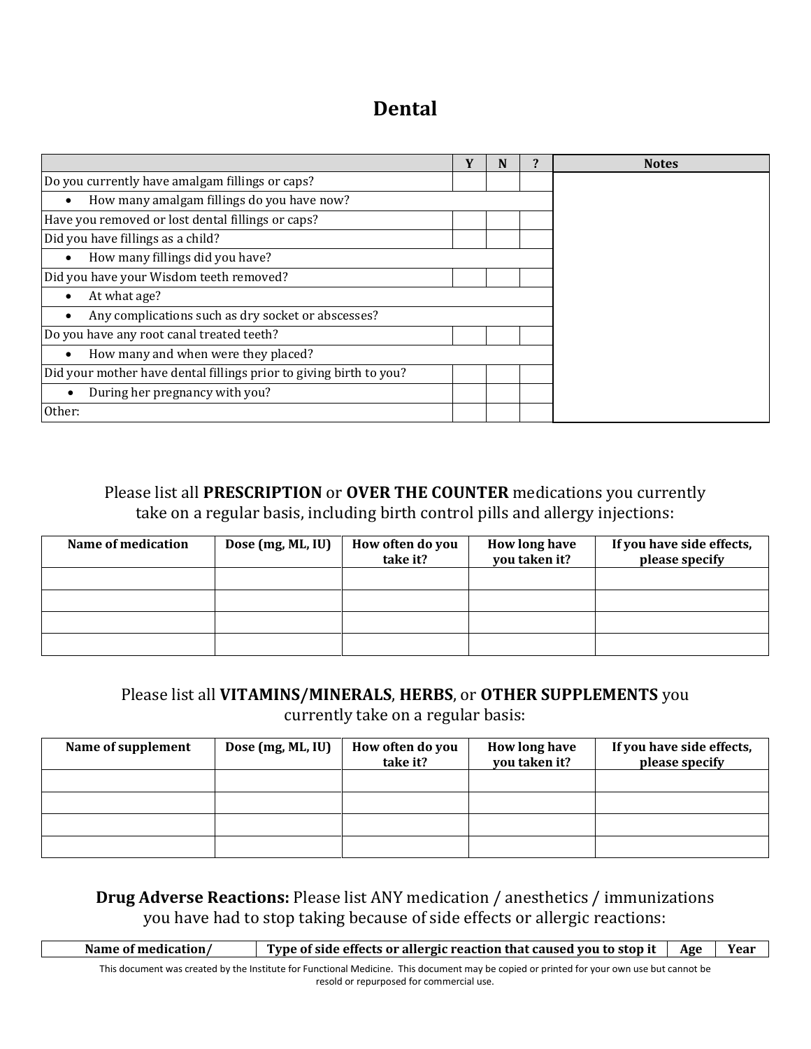# Dental

| | Y | N | ? | Notes |
|---|---|---|---|---|
| Do you currently have amalgam fillings or caps? | | | | |
| • How many amalgam fillings do you have now? | | | | |
| Have you removed or lost dental fillings or caps? | | | | |
| Did you have fillings as a child? | | | | |
| • How many fillings did you have? | | | | |
| Did you have your Wisdom teeth removed? | | | | |
| • At what age? | | | | |
| • Any complications such as dry socket or abscesses? | | | | |
| Do you have any root canal treated teeth? | | | | |
| • How many and when were they placed? | | | | |
| Did your mother have dental fillings prior to giving birth to you? | | | | |
| • During her pregnancy with you? | | | | |
| Other: | | | | |

Please list all **PRESCRIPTION** or **OVER THE COUNTER** medications you currently take on a regular basis, including birth control pills and allergy injections:

| Name of medication | Dose (mg, ML, IU) | How often do you take it? | How long have you taken it? | If you have side effects, please specify |
|---|---|---|---|---|
| | | | | |
| | | | | |
| | | | | |
| | | | | |

Please list all **VITAMINS/MINERALS**, **HERBS**, or **OTHER SUPPLEMENTS** you currently take on a regular basis:

| Name of supplement | Dose (mg, ML, IU) | How often do you take it? | How long have you taken it? | If you have side effects, please specify |
|---|---|---|---|---|
| | | | | |
| | | | | |
| | | | | |
| | | | | |

**Drug Adverse Reactions:** Please list ANY medication / anesthetics / immunizations you have had to stop taking because of side effects or allergic reactions:

| Name of medication/ | Type of side effects or allergic reaction that caused you to stop it | Age | Year |
|---|---|---|---|

This document was created by the Institute for Functional Medicine. This document may be copied or printed for your own use but cannot be resold or repurposed for commercial use.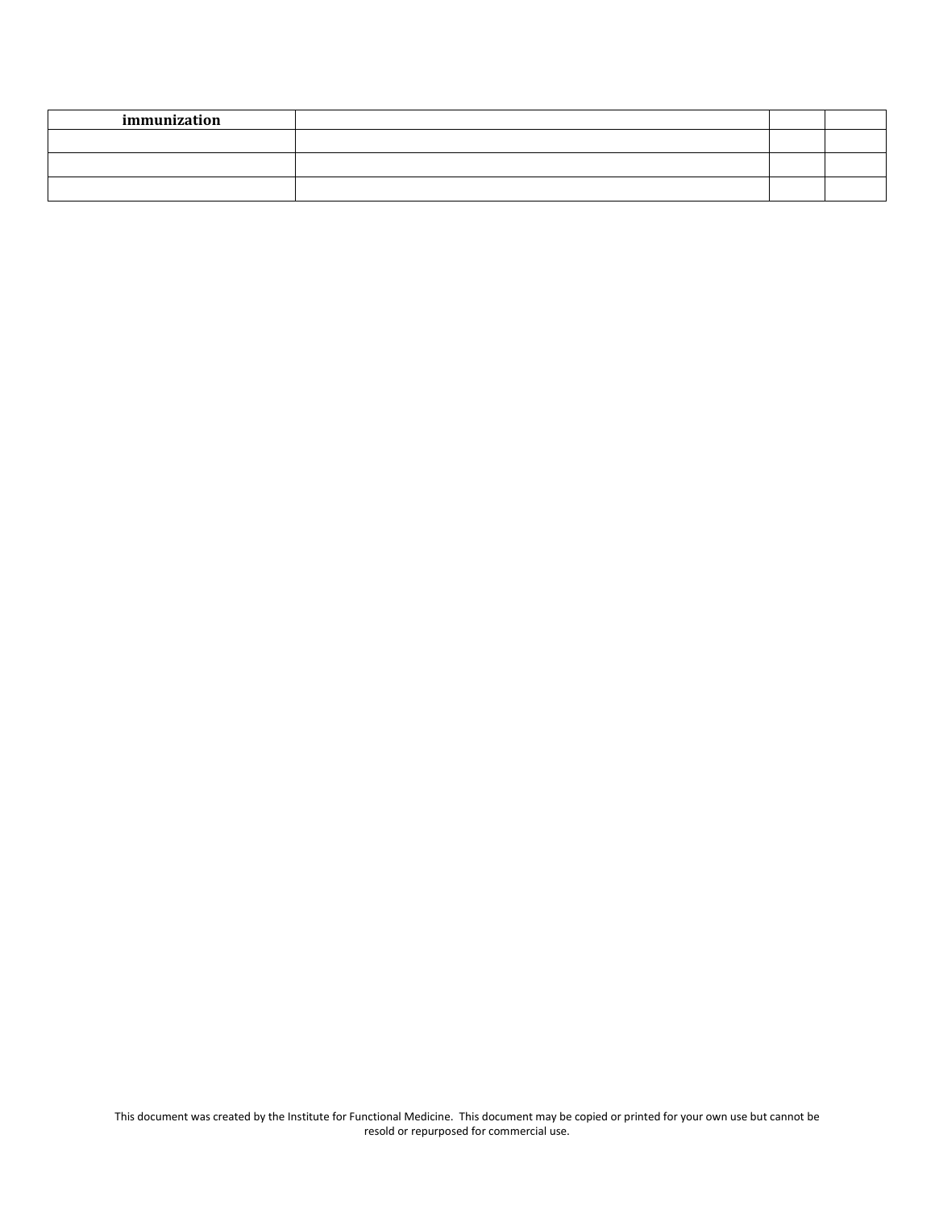| **immunization** | | | |
| --- | --- | --- | --- |
| | | | |
| | | | |
| | | | |

This document was created by the Institute for Functional Medicine. This document may be copied or printed for your own use but cannot be resold or repurposed for commercial use.